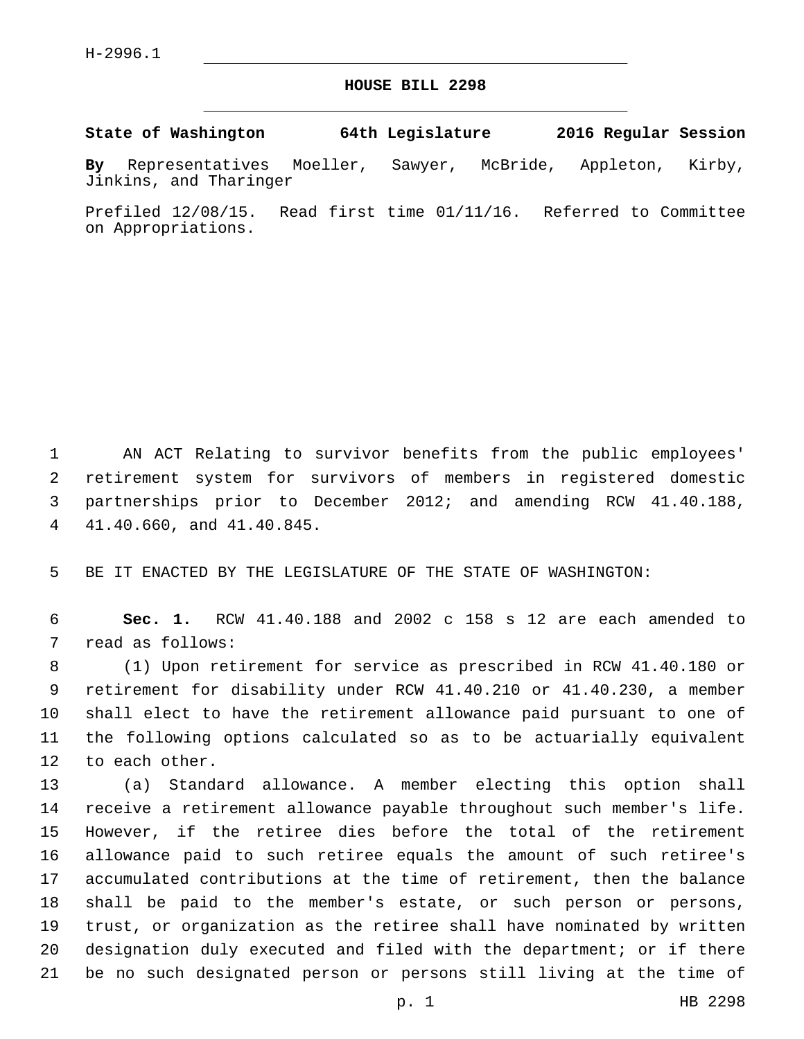H-2996.1

# HOUSE BILL 2298

**State of Washington 64th Legislature 2016 Regular Session**

**By** Representatives Moeller, Sawyer, McBride, Appleton, Kirby, Jinkins, and Tharinger

Prefiled 12/08/15. Read first time 01/11/16. Referred to Committee on Appropriations.

AN ACT Relating to survivor benefits from the public employees' retirement system for survivors of members in registered domestic partnerships prior to December 2012; and amending RCW 41.40.188, 41.40.660, and 41.40.845.

BE IT ENACTED BY THE LEGISLATURE OF THE STATE OF WASHINGTON:

**Sec. 1.** RCW 41.40.188 and 2002 c 158 s 12 are each amended to read as follows:

(1) Upon retirement for service as prescribed in RCW 41.40.180 or retirement for disability under RCW 41.40.210 or 41.40.230, a member shall elect to have the retirement allowance paid pursuant to one of the following options calculated so as to be actuarially equivalent to each other.

(a) Standard allowance. A member electing this option shall receive a retirement allowance payable throughout such member's life. However, if the retiree dies before the total of the retirement allowance paid to such retiree equals the amount of such retiree's accumulated contributions at the time of retirement, then the balance shall be paid to the member's estate, or such person or persons, trust, or organization as the retiree shall have nominated by written designation duly executed and filed with the department; or if there be no such designated person or persons still living at the time of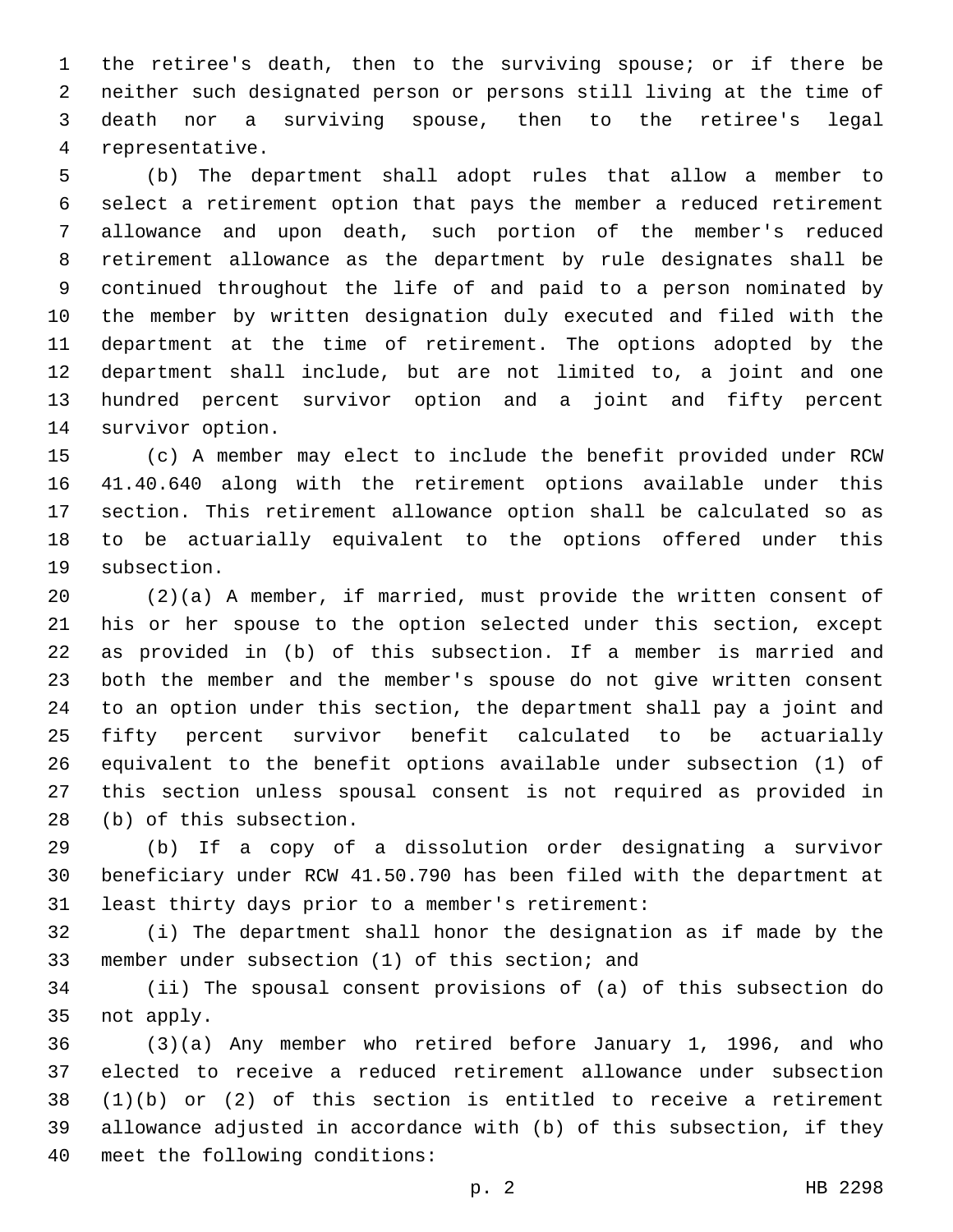the retiree's death, then to the surviving spouse; or if there be neither such designated person or persons still living at the time of death nor a surviving spouse, then to the retiree's legal representative.

(b) The department shall adopt rules that allow a member to select a retirement option that pays the member a reduced retirement allowance and upon death, such portion of the member's reduced retirement allowance as the department by rule designates shall be continued throughout the life of and paid to a person nominated by the member by written designation duly executed and filed with the department at the time of retirement. The options adopted by the department shall include, but are not limited to, a joint and one hundred percent survivor option and a joint and fifty percent survivor option.

(c) A member may elect to include the benefit provided under RCW 41.40.640 along with the retirement options available under this section. This retirement allowance option shall be calculated so as to be actuarially equivalent to the options offered under this subsection.

(2)(a) A member, if married, must provide the written consent of his or her spouse to the option selected under this section, except as provided in (b) of this subsection. If a member is married and both the member and the member's spouse do not give written consent to an option under this section, the department shall pay a joint and fifty percent survivor benefit calculated to be actuarially equivalent to the benefit options available under subsection (1) of this section unless spousal consent is not required as provided in (b) of this subsection.

(b) If a copy of a dissolution order designating a survivor beneficiary under RCW 41.50.790 has been filed with the department at least thirty days prior to a member's retirement:

(i) The department shall honor the designation as if made by the member under subsection (1) of this section; and

(ii) The spousal consent provisions of (a) of this subsection do not apply.

(3)(a) Any member who retired before January 1, 1996, and who elected to receive a reduced retirement allowance under subsection (1)(b) or (2) of this section is entitled to receive a retirement allowance adjusted in accordance with (b) of this subsection, if they meet the following conditions: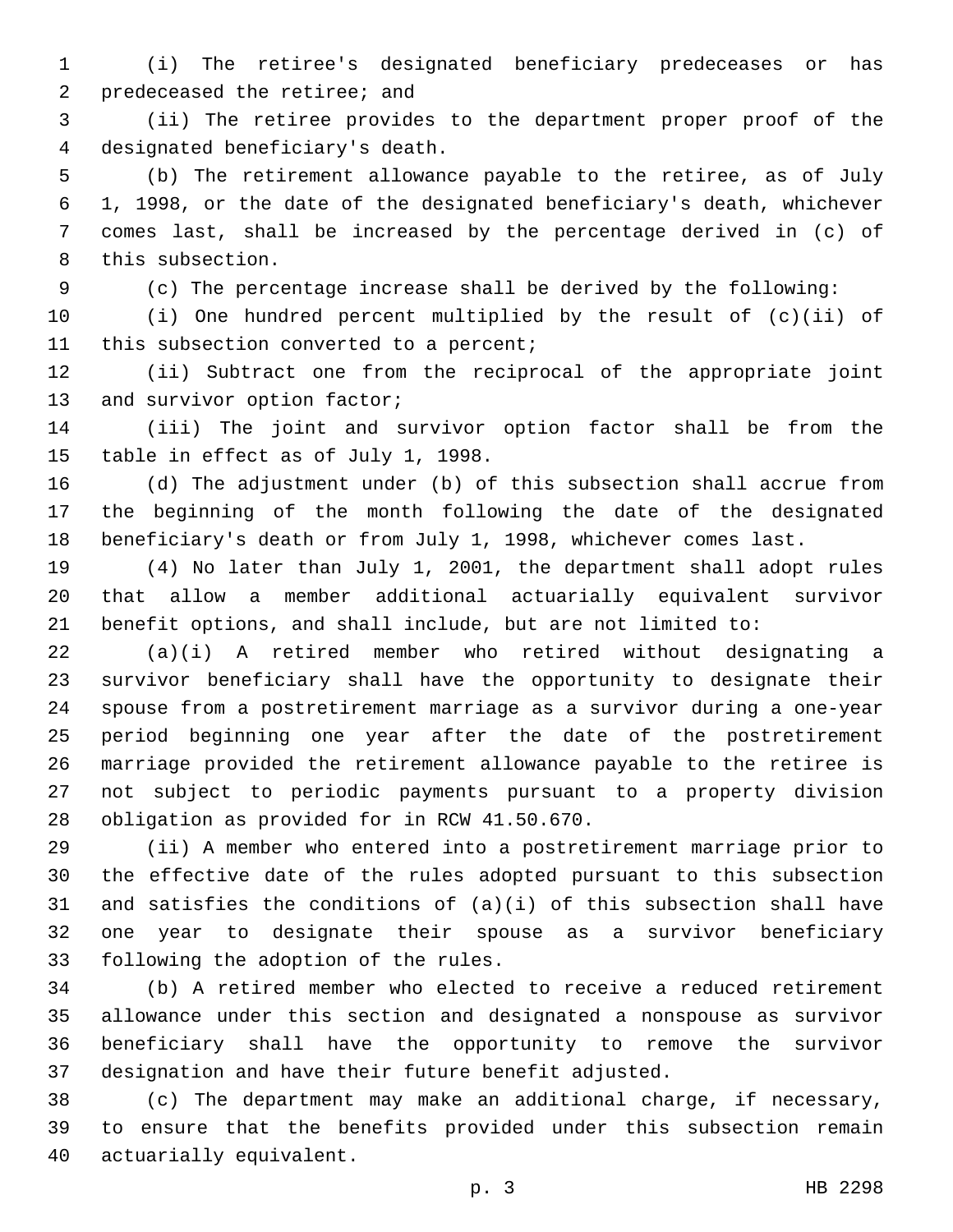(i) The retiree's designated beneficiary predeceases or has predeceased the retiree; and

(ii) The retiree provides to the department proper proof of the designated beneficiary's death.

(b) The retirement allowance payable to the retiree, as of July 1, 1998, or the date of the designated beneficiary's death, whichever comes last, shall be increased by the percentage derived in (c) of this subsection.

(c) The percentage increase shall be derived by the following:

(i) One hundred percent multiplied by the result of (c)(ii) of this subsection converted to a percent;

(ii) Subtract one from the reciprocal of the appropriate joint and survivor option factor;

(iii) The joint and survivor option factor shall be from the table in effect as of July 1, 1998.

(d) The adjustment under (b) of this subsection shall accrue from the beginning of the month following the date of the designated beneficiary's death or from July 1, 1998, whichever comes last.

(4) No later than July 1, 2001, the department shall adopt rules that allow a member additional actuarially equivalent survivor benefit options, and shall include, but are not limited to:

(a)(i) A retired member who retired without designating a survivor beneficiary shall have the opportunity to designate their spouse from a postretirement marriage as a survivor during a one-year period beginning one year after the date of the postretirement marriage provided the retirement allowance payable to the retiree is not subject to periodic payments pursuant to a property division obligation as provided for in RCW 41.50.670.

(ii) A member who entered into a postretirement marriage prior to the effective date of the rules adopted pursuant to this subsection and satisfies the conditions of (a)(i) of this subsection shall have one year to designate their spouse as a survivor beneficiary following the adoption of the rules.

(b) A retired member who elected to receive a reduced retirement allowance under this section and designated a nonspouse as survivor beneficiary shall have the opportunity to remove the survivor designation and have their future benefit adjusted.

(c) The department may make an additional charge, if necessary, to ensure that the benefits provided under this subsection remain actuarially equivalent.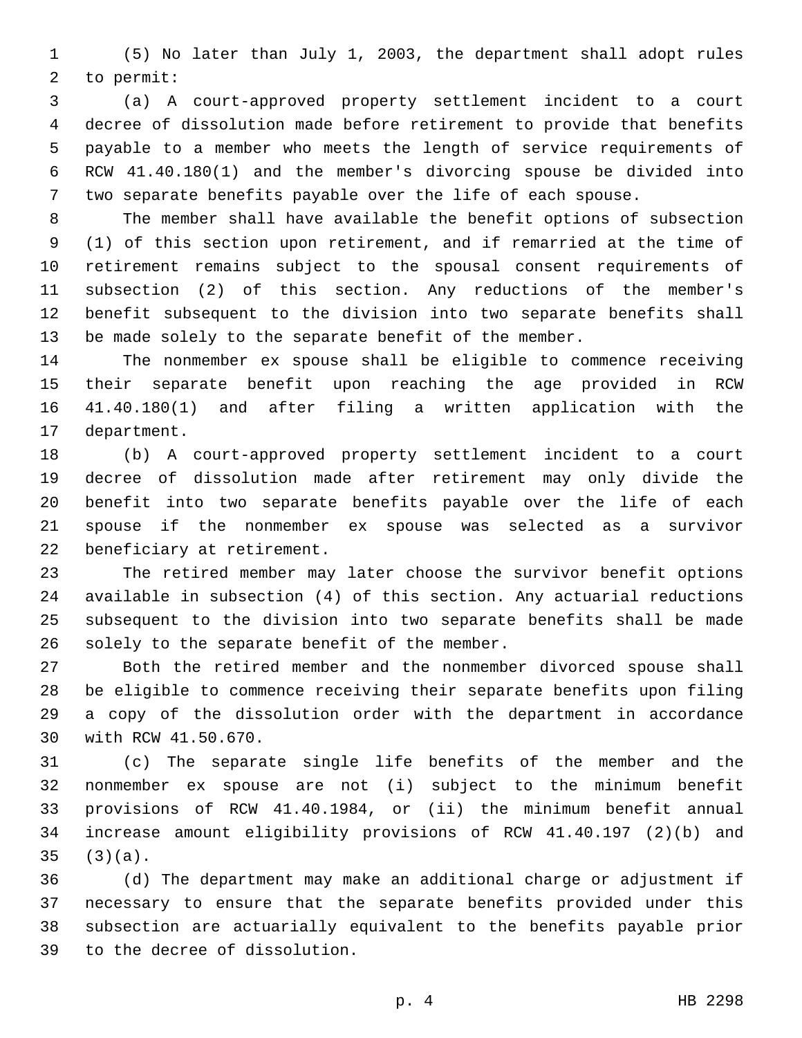(5) No later than July 1, 2003, the department shall adopt rules to permit:

(a) A court-approved property settlement incident to a court decree of dissolution made before retirement to provide that benefits payable to a member who meets the length of service requirements of RCW 41.40.180(1) and the member's divorcing spouse be divided into two separate benefits payable over the life of each spouse.

The member shall have available the benefit options of subsection (1) of this section upon retirement, and if remarried at the time of retirement remains subject to the spousal consent requirements of subsection (2) of this section. Any reductions of the member's benefit subsequent to the division into two separate benefits shall be made solely to the separate benefit of the member.

The nonmember ex spouse shall be eligible to commence receiving their separate benefit upon reaching the age provided in RCW 41.40.180(1) and after filing a written application with the department.

(b) A court-approved property settlement incident to a court decree of dissolution made after retirement may only divide the benefit into two separate benefits payable over the life of each spouse if the nonmember ex spouse was selected as a survivor beneficiary at retirement.

The retired member may later choose the survivor benefit options available in subsection (4) of this section. Any actuarial reductions subsequent to the division into two separate benefits shall be made solely to the separate benefit of the member.

Both the retired member and the nonmember divorced spouse shall be eligible to commence receiving their separate benefits upon filing a copy of the dissolution order with the department in accordance with RCW 41.50.670.

(c) The separate single life benefits of the member and the nonmember ex spouse are not (i) subject to the minimum benefit provisions of RCW 41.40.1984, or (ii) the minimum benefit annual increase amount eligibility provisions of RCW 41.40.197 (2)(b) and (3)(a).

(d) The department may make an additional charge or adjustment if necessary to ensure that the separate benefits provided under this subsection are actuarially equivalent to the benefits payable prior to the decree of dissolution.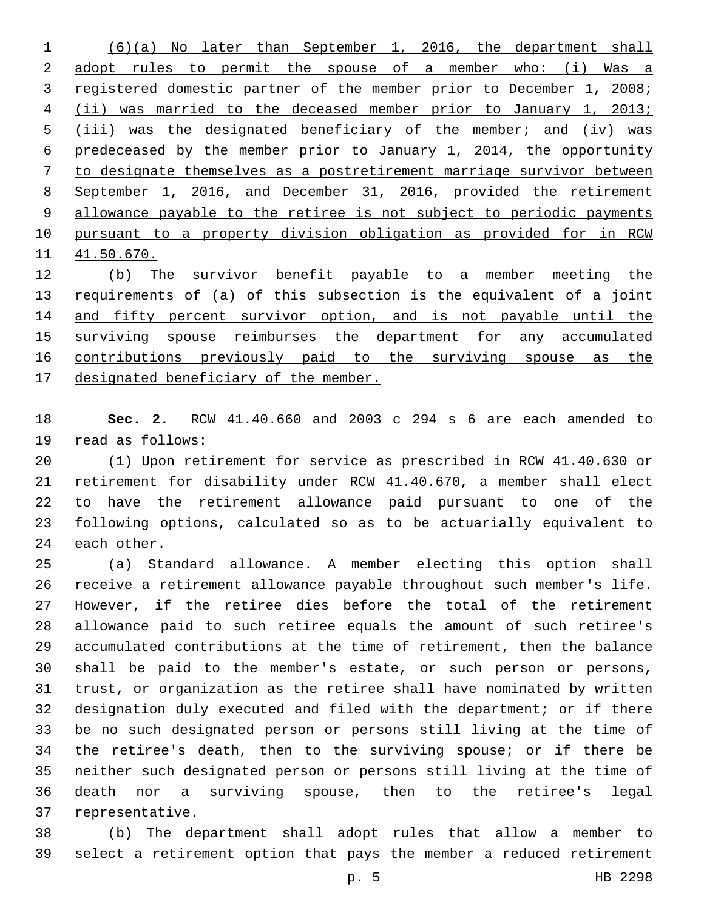(6)(a) No later than September 1, 2016, the department shall adopt rules to permit the spouse of a member who: (i) Was a registered domestic partner of the member prior to December 1, 2008; (ii) was married to the deceased member prior to January 1, 2013; (iii) was the designated beneficiary of the member; and (iv) was predeceased by the member prior to January 1, 2014, the opportunity to designate themselves as a postretirement marriage survivor between September 1, 2016, and December 31, 2016, provided the retirement allowance payable to the retiree is not subject to periodic payments pursuant to a property division obligation as provided for in RCW 41.50.670.

(b) The survivor benefit payable to a member meeting the requirements of (a) of this subsection is the equivalent of a joint and fifty percent survivor option, and is not payable until the surviving spouse reimburses the department for any accumulated contributions previously paid to the surviving spouse as the designated beneficiary of the member.

**Sec. 2.** RCW 41.40.660 and 2003 c 294 s 6 are each amended to read as follows:

(1) Upon retirement for service as prescribed in RCW 41.40.630 or retirement for disability under RCW 41.40.670, a member shall elect to have the retirement allowance paid pursuant to one of the following options, calculated so as to be actuarially equivalent to each other.

(a) Standard allowance. A member electing this option shall receive a retirement allowance payable throughout such member's life. However, if the retiree dies before the total of the retirement allowance paid to such retiree equals the amount of such retiree's accumulated contributions at the time of retirement, then the balance shall be paid to the member's estate, or such person or persons, trust, or organization as the retiree shall have nominated by written designation duly executed and filed with the department; or if there be no such designated person or persons still living at the time of the retiree's death, then to the surviving spouse; or if there be neither such designated person or persons still living at the time of death nor a surviving spouse, then to the retiree's legal representative.

(b) The department shall adopt rules that allow a member to select a retirement option that pays the member a reduced retirement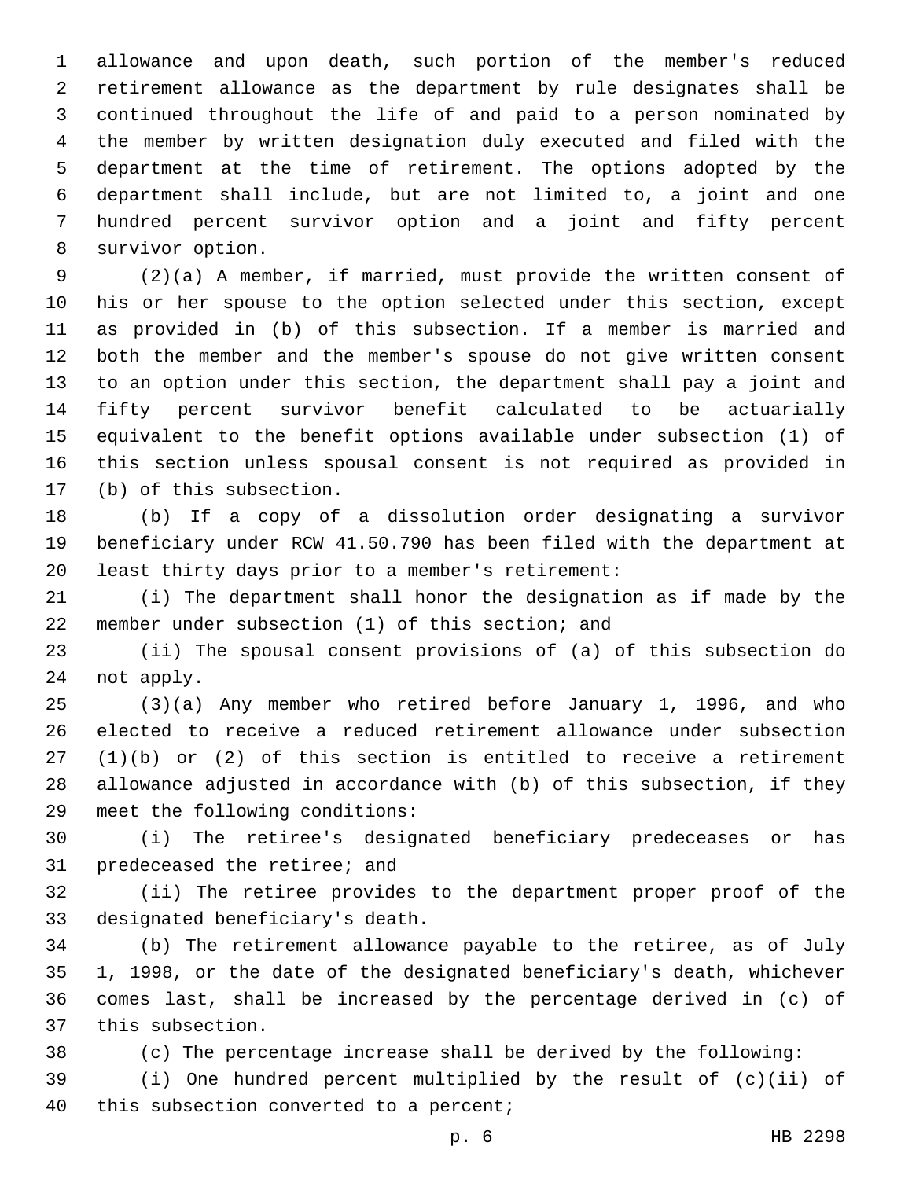allowance and upon death, such portion of the member's reduced retirement allowance as the department by rule designates shall be continued throughout the life of and paid to a person nominated by the member by written designation duly executed and filed with the department at the time of retirement. The options adopted by the department shall include, but are not limited to, a joint and one hundred percent survivor option and a joint and fifty percent survivor option.

(2)(a) A member, if married, must provide the written consent of his or her spouse to the option selected under this section, except as provided in (b) of this subsection. If a member is married and both the member and the member's spouse do not give written consent to an option under this section, the department shall pay a joint and fifty percent survivor benefit calculated to be actuarially equivalent to the benefit options available under subsection (1) of this section unless spousal consent is not required as provided in (b) of this subsection.

(b) If a copy of a dissolution order designating a survivor beneficiary under RCW 41.50.790 has been filed with the department at least thirty days prior to a member's retirement:

(i) The department shall honor the designation as if made by the member under subsection (1) of this section; and

(ii) The spousal consent provisions of (a) of this subsection do not apply.

(3)(a) Any member who retired before January 1, 1996, and who elected to receive a reduced retirement allowance under subsection (1)(b) or (2) of this section is entitled to receive a retirement allowance adjusted in accordance with (b) of this subsection, if they meet the following conditions:

(i) The retiree's designated beneficiary predeceases or has predeceased the retiree; and

(ii) The retiree provides to the department proper proof of the designated beneficiary's death.

(b) The retirement allowance payable to the retiree, as of July 1, 1998, or the date of the designated beneficiary's death, whichever comes last, shall be increased by the percentage derived in (c) of this subsection.

(c) The percentage increase shall be derived by the following:

(i) One hundred percent multiplied by the result of (c)(ii) of this subsection converted to a percent;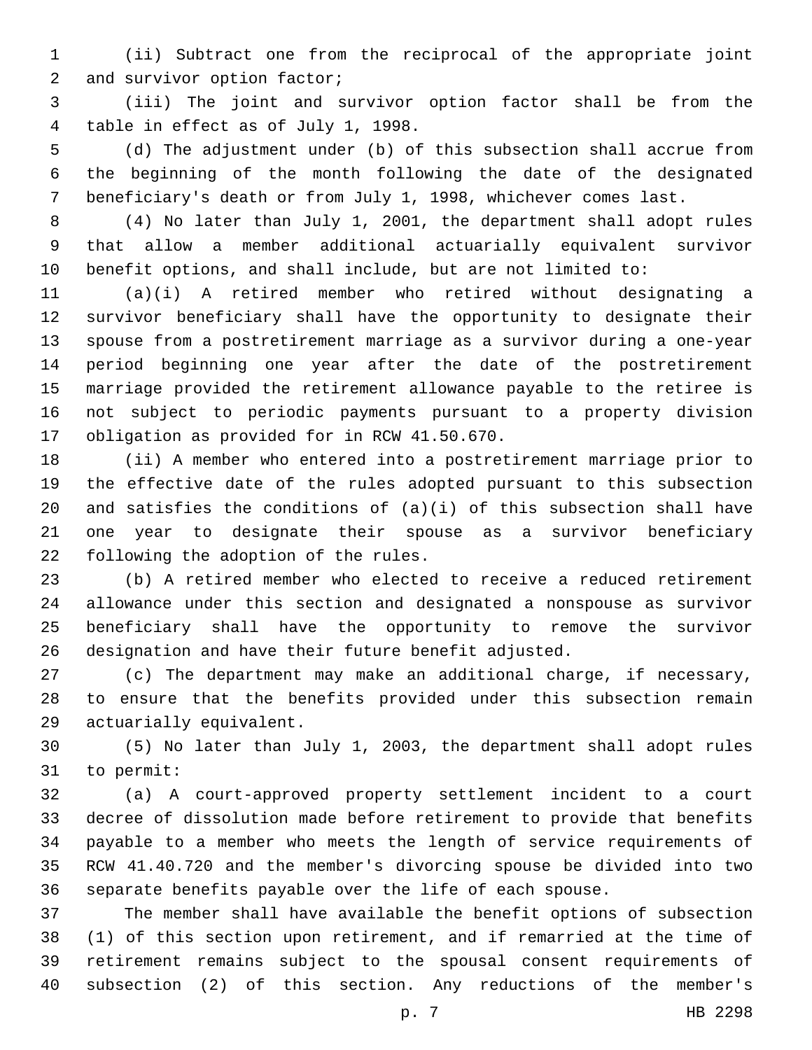(ii) Subtract one from the reciprocal of the appropriate joint and survivor option factor;

(iii) The joint and survivor option factor shall be from the table in effect as of July 1, 1998.

(d) The adjustment under (b) of this subsection shall accrue from the beginning of the month following the date of the designated beneficiary's death or from July 1, 1998, whichever comes last.

(4) No later than July 1, 2001, the department shall adopt rules that allow a member additional actuarially equivalent survivor benefit options, and shall include, but are not limited to:

(a)(i) A retired member who retired without designating a survivor beneficiary shall have the opportunity to designate their spouse from a postretirement marriage as a survivor during a one-year period beginning one year after the date of the postretirement marriage provided the retirement allowance payable to the retiree is not subject to periodic payments pursuant to a property division obligation as provided for in RCW 41.50.670.

(ii) A member who entered into a postretirement marriage prior to the effective date of the rules adopted pursuant to this subsection and satisfies the conditions of (a)(i) of this subsection shall have one year to designate their spouse as a survivor beneficiary following the adoption of the rules.

(b) A retired member who elected to receive a reduced retirement allowance under this section and designated a nonspouse as survivor beneficiary shall have the opportunity to remove the survivor designation and have their future benefit adjusted.

(c) The department may make an additional charge, if necessary, to ensure that the benefits provided under this subsection remain actuarially equivalent.

(5) No later than July 1, 2003, the department shall adopt rules to permit:

(a) A court-approved property settlement incident to a court decree of dissolution made before retirement to provide that benefits payable to a member who meets the length of service requirements of RCW 41.40.720 and the member's divorcing spouse be divided into two separate benefits payable over the life of each spouse.

The member shall have available the benefit options of subsection (1) of this section upon retirement, and if remarried at the time of retirement remains subject to the spousal consent requirements of subsection (2) of this section. Any reductions of the member's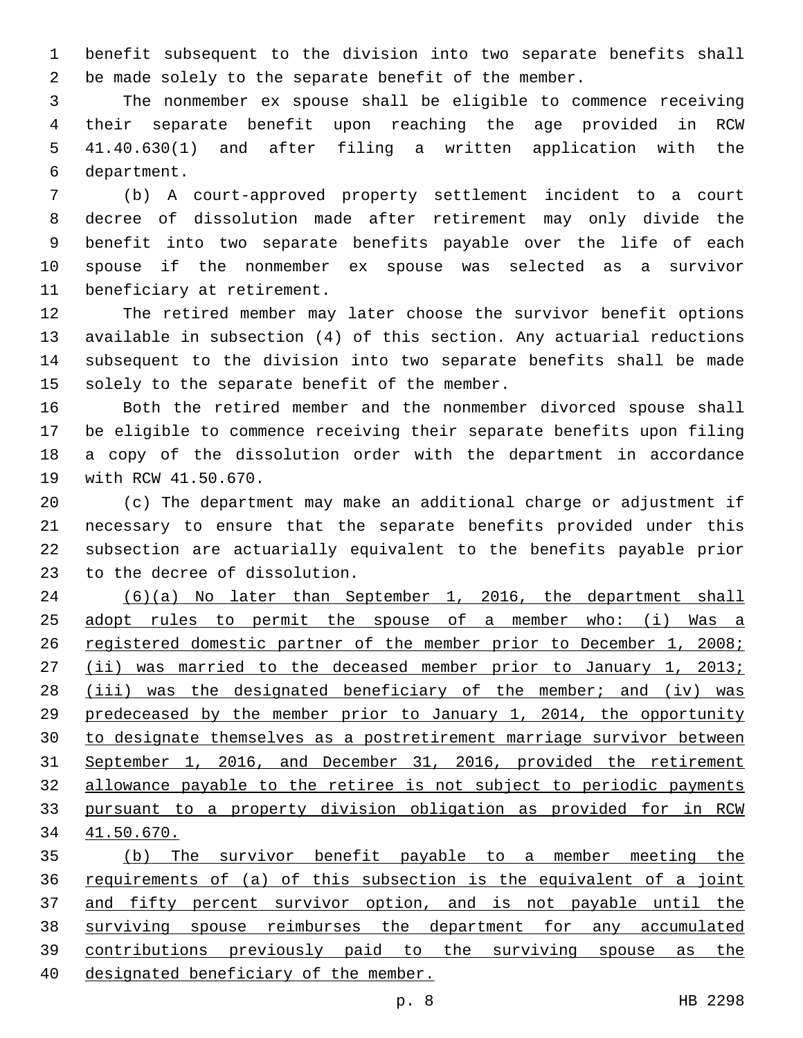benefit subsequent to the division into two separate benefits shall be made solely to the separate benefit of the member.

The nonmember ex spouse shall be eligible to commence receiving their separate benefit upon reaching the age provided in RCW 41.40.630(1) and after filing a written application with the department.

(b) A court-approved property settlement incident to a court decree of dissolution made after retirement may only divide the benefit into two separate benefits payable over the life of each spouse if the nonmember ex spouse was selected as a survivor beneficiary at retirement.

The retired member may later choose the survivor benefit options available in subsection (4) of this section. Any actuarial reductions subsequent to the division into two separate benefits shall be made solely to the separate benefit of the member.

Both the retired member and the nonmember divorced spouse shall be eligible to commence receiving their separate benefits upon filing a copy of the dissolution order with the department in accordance with RCW 41.50.670.

(c) The department may make an additional charge or adjustment if necessary to ensure that the separate benefits provided under this subsection are actuarially equivalent to the benefits payable prior to the decree of dissolution.

<u>(6)(a) No later than September 1, 2016, the department shall adopt rules to permit the spouse of a member who: (i) Was a registered domestic partner of the member prior to December 1, 2008; (ii) was married to the deceased member prior to January 1, 2013; (iii) was the designated beneficiary of the member; and (iv) was predeceased by the member prior to January 1, 2014, the opportunity to designate themselves as a postretirement marriage survivor between September 1, 2016, and December 31, 2016, provided the retirement allowance payable to the retiree is not subject to periodic payments pursuant to a property division obligation as provided for in RCW 41.50.670.</u>

<u>(b) The survivor benefit payable to a member meeting the requirements of (a) of this subsection is the equivalent of a joint and fifty percent survivor option, and is not payable until the surviving spouse reimburses the department for any accumulated contributions previously paid to the surviving spouse as the designated beneficiary of the member.</u>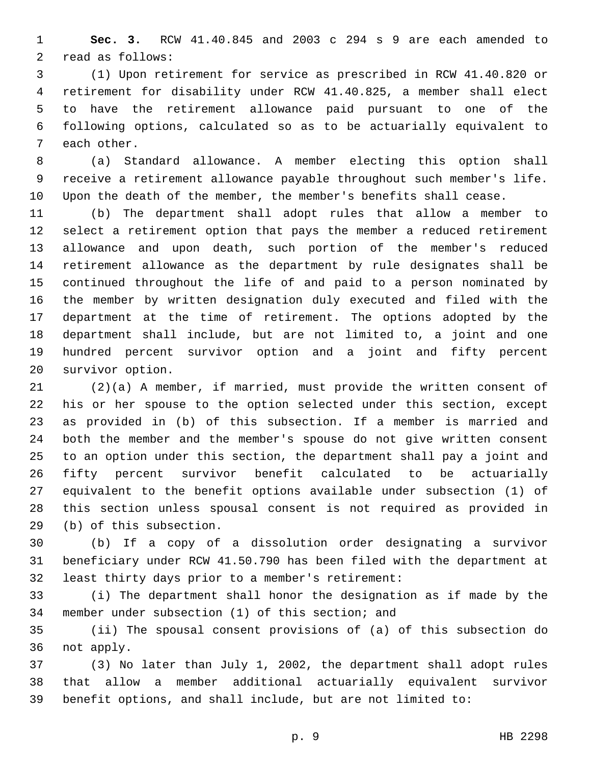**Sec. 3.** RCW 41.40.845 and 2003 c 294 s 9 are each amended to read as follows:

(1) Upon retirement for service as prescribed in RCW 41.40.820 or retirement for disability under RCW 41.40.825, a member shall elect to have the retirement allowance paid pursuant to one of the following options, calculated so as to be actuarially equivalent to each other.

(a) Standard allowance. A member electing this option shall receive a retirement allowance payable throughout such member's life. Upon the death of the member, the member's benefits shall cease.

(b) The department shall adopt rules that allow a member to select a retirement option that pays the member a reduced retirement allowance and upon death, such portion of the member's reduced retirement allowance as the department by rule designates shall be continued throughout the life of and paid to a person nominated by the member by written designation duly executed and filed with the department at the time of retirement. The options adopted by the department shall include, but are not limited to, a joint and one hundred percent survivor option and a joint and fifty percent survivor option.

(2)(a) A member, if married, must provide the written consent of his or her spouse to the option selected under this section, except as provided in (b) of this subsection. If a member is married and both the member and the member's spouse do not give written consent to an option under this section, the department shall pay a joint and fifty percent survivor benefit calculated to be actuarially equivalent to the benefit options available under subsection (1) of this section unless spousal consent is not required as provided in (b) of this subsection.

(b) If a copy of a dissolution order designating a survivor beneficiary under RCW 41.50.790 has been filed with the department at least thirty days prior to a member's retirement:

(i) The department shall honor the designation as if made by the member under subsection (1) of this section; and

(ii) The spousal consent provisions of (a) of this subsection do not apply.

(3) No later than July 1, 2002, the department shall adopt rules that allow a member additional actuarially equivalent survivor benefit options, and shall include, but are not limited to: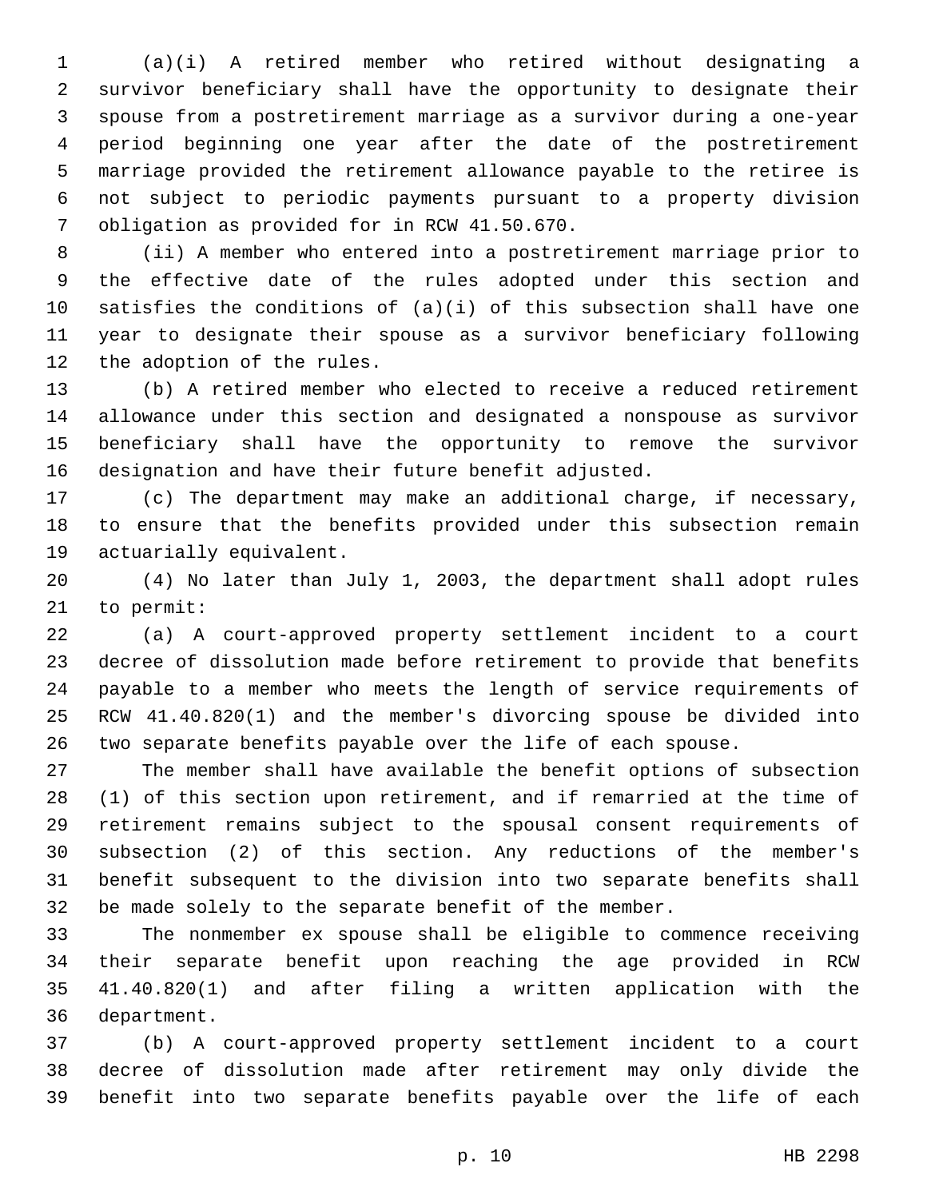(a)(i) A retired member who retired without designating a survivor beneficiary shall have the opportunity to designate their spouse from a postretirement marriage as a survivor during a one-year period beginning one year after the date of the postretirement marriage provided the retirement allowance payable to the retiree is not subject to periodic payments pursuant to a property division obligation as provided for in RCW 41.50.670.

(ii) A member who entered into a postretirement marriage prior to the effective date of the rules adopted under this section and satisfies the conditions of (a)(i) of this subsection shall have one year to designate their spouse as a survivor beneficiary following the adoption of the rules.

(b) A retired member who elected to receive a reduced retirement allowance under this section and designated a nonspouse as survivor beneficiary shall have the opportunity to remove the survivor designation and have their future benefit adjusted.

(c) The department may make an additional charge, if necessary, to ensure that the benefits provided under this subsection remain actuarially equivalent.

(4) No later than July 1, 2003, the department shall adopt rules to permit:

(a) A court-approved property settlement incident to a court decree of dissolution made before retirement to provide that benefits payable to a member who meets the length of service requirements of RCW 41.40.820(1) and the member's divorcing spouse be divided into two separate benefits payable over the life of each spouse.

The member shall have available the benefit options of subsection (1) of this section upon retirement, and if remarried at the time of retirement remains subject to the spousal consent requirements of subsection (2) of this section. Any reductions of the member's benefit subsequent to the division into two separate benefits shall be made solely to the separate benefit of the member.

The nonmember ex spouse shall be eligible to commence receiving their separate benefit upon reaching the age provided in RCW 41.40.820(1) and after filing a written application with the department.

(b) A court-approved property settlement incident to a court decree of dissolution made after retirement may only divide the benefit into two separate benefits payable over the life of each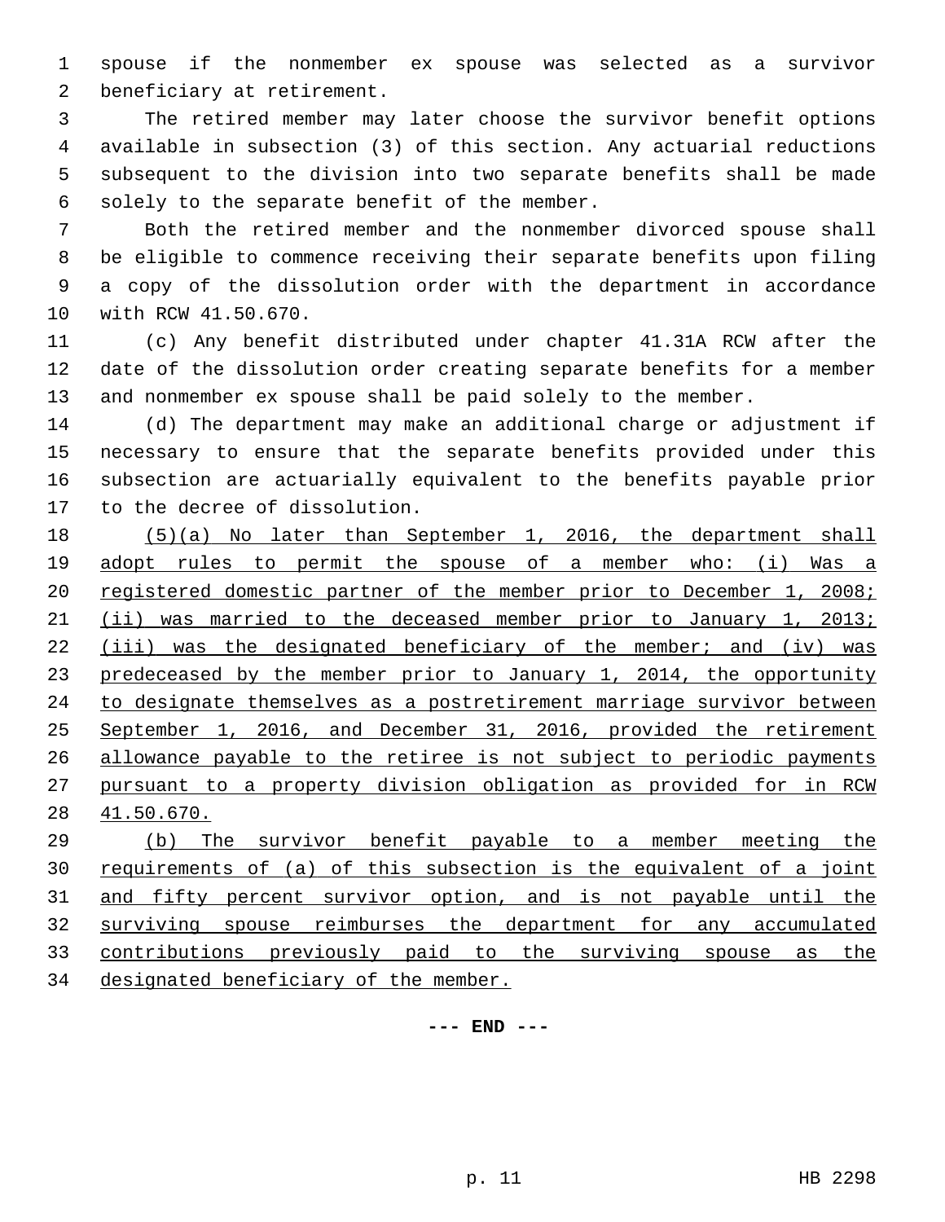spouse if the nonmember ex spouse was selected as a survivor beneficiary at retirement.

The retired member may later choose the survivor benefit options available in subsection (3) of this section. Any actuarial reductions subsequent to the division into two separate benefits shall be made solely to the separate benefit of the member.

Both the retired member and the nonmember divorced spouse shall be eligible to commence receiving their separate benefits upon filing a copy of the dissolution order with the department in accordance with RCW 41.50.670.

(c) Any benefit distributed under chapter 41.31A RCW after the date of the dissolution order creating separate benefits for a member and nonmember ex spouse shall be paid solely to the member.

(d) The department may make an additional charge or adjustment if necessary to ensure that the separate benefits provided under this subsection are actuarially equivalent to the benefits payable prior to the decree of dissolution.

<u>(5)(a) No later than September 1, 2016, the department shall adopt rules to permit the spouse of a member who: (i) Was a registered domestic partner of the member prior to December 1, 2008; (ii) was married to the deceased member prior to January 1, 2013; (iii) was the designated beneficiary of the member; and (iv) was predeceased by the member prior to January 1, 2014, the opportunity to designate themselves as a postretirement marriage survivor between September 1, 2016, and December 31, 2016, provided the retirement allowance payable to the retiree is not subject to periodic payments pursuant to a property division obligation as provided for in RCW 41.50.670.</u>

<u>(b) The survivor benefit payable to a member meeting the requirements of (a) of this subsection is the equivalent of a joint and fifty percent survivor option, and is not payable until the surviving spouse reimburses the department for any accumulated contributions previously paid to the surviving spouse as the designated beneficiary of the member.</u>

**--- END ---**